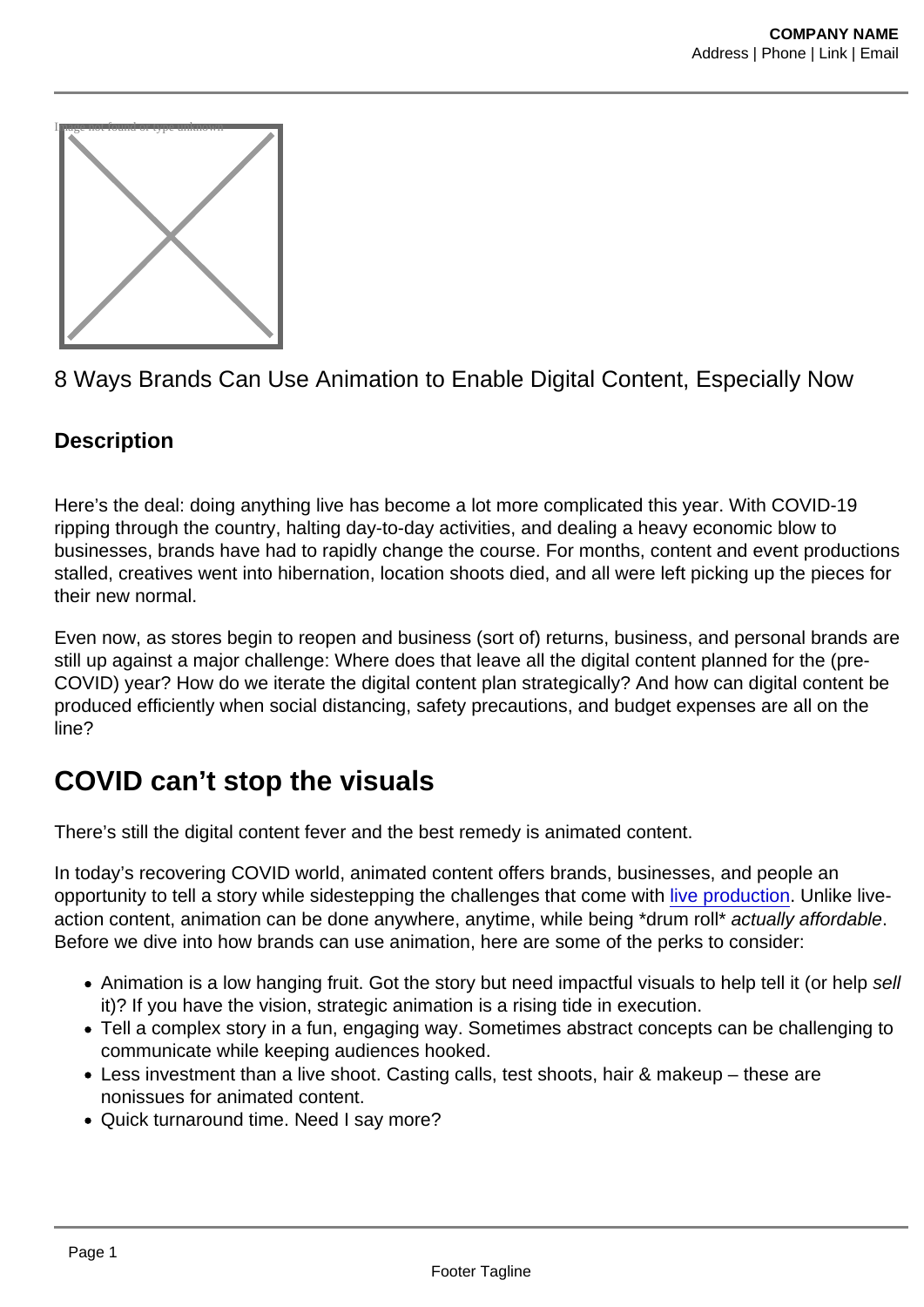8 Ways Brands Can Use Animation to Enable Digital Content, Especially Now

**Description**

Here's the deal: doing anything live has become a lot more complicated this year. With COVID-19 ripping through the country, halting day-to-day activities, and dealing a heavy economic blow to businesses, brands have had to rapidly change the course. For months, content and event productions stalled, creatives went into hibernation, location shoots died, and all were left picking up the pieces for their new normal.

Even now, as stores begin to reopen and business (sort of) returns, business, and personal brands are still up against a major challenge: Where does that leave all the digital content planned for the (pre-COVID) year? How do we iterate the digital content plan strategically? And how can digital content be produced efficiently when social distancing, safety precautions, and budget expenses are all on the line?

## COVID can't stop the visuals

There's still the digital content fever and the best remedy is animated content.

In today's recovering COVID world, animated content offers brands, businesses, and people an opportunity to tell a story while sidestepping the challenges that come with live production. Unlike live-action content, animation can be done anywhere, anytime, while being *drum roll* *actually affordable*. Before we dive into how brands can use animation, here are some of the perks to consider:

- Animation is a low hanging fruit. Got the story but need impactful visuals to help tell it (or help *sell* it)? If you have the vision, strategic animation is a rising tide in execution.
- Tell a complex story in a fun, engaging way. Sometimes abstract concepts can be challenging to communicate while keeping audiences hooked.
- Less investment than a live shoot. Casting calls, test shoots, hair & makeup – these are nonissues for animated content.
- Quick turnaround time. Need I say more?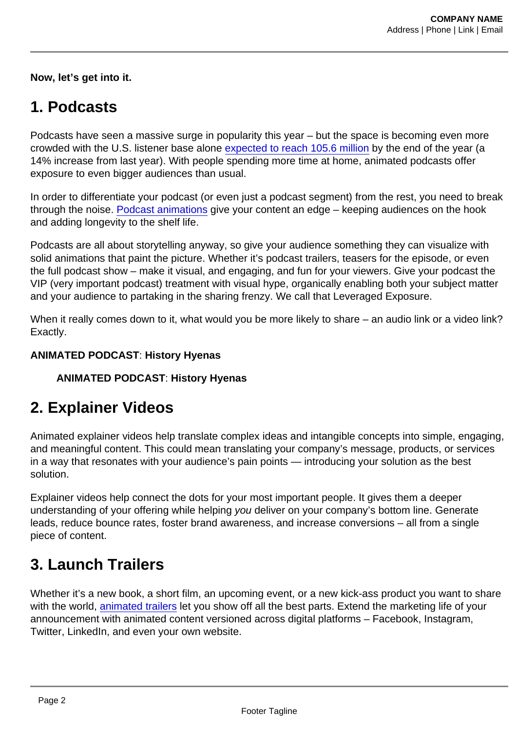**Now, let's get into it.**

## 1. Podcasts

Podcasts have seen a massive surge in popularity this year – but the space is becoming even more crowded with the U.S. listener base alone expected to reach 105.6 million by the end of the year (a 14% increase from last year). With people spending more time at home, animated podcasts offer exposure to even bigger audiences than usual.

In order to differentiate your podcast (or even just a podcast segment) from the rest, you need to break through the noise. Podcast animations give your content an edge – keeping audiences on the hook and adding longevity to the shelf life.

Podcasts are all about storytelling anyway, so give your audience something they can visualize with solid animations that paint the picture. Whether it's podcast trailers, teasers for the episode, or even the full podcast show – make it visual, and engaging, and fun for your viewers. Give your podcast the VIP (very important podcast) treatment with visual hype, organically enabling both your subject matter and your audience to partaking in the sharing frenzy. We call that Leveraged Exposure.

When it really comes down to it, what would you be more likely to share – an audio link or a video link? Exactly.

**ANIMATED PODCAST**: **History Hyenas**

**ANIMATED PODCAST**: **History Hyenas**

## 2. Explainer Videos

Animated explainer videos help translate complex ideas and intangible concepts into simple, engaging, and meaningful content. This could mean translating your company's message, products, or services in a way that resonates with your audience's pain points — introducing your solution as the best solution.

Explainer videos help connect the dots for your most important people. It gives them a deeper understanding of your offering while helping *you* deliver on your company's bottom line. Generate leads, reduce bounce rates, foster brand awareness, and increase conversions – all from a single piece of content.

## 3. Launch Trailers

Whether it's a new book, a short film, an upcoming event, or a new kick-ass product you want to share with the world, animated trailers let you show off all the best parts. Extend the marketing life of your announcement with animated content versioned across digital platforms – Facebook, Instagram, Twitter, LinkedIn, and even your own website.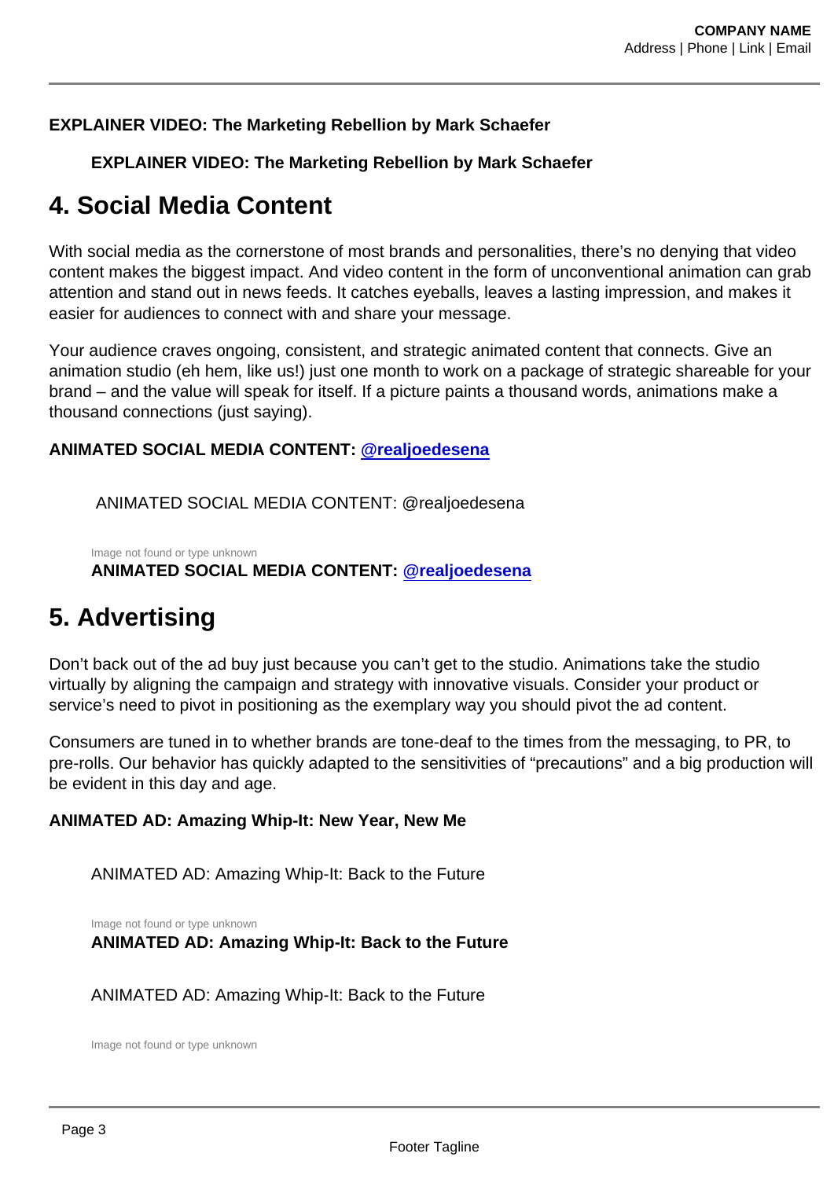**EXPLAINER VIDEO: The Marketing Rebellion by Mark Schaefer**

**EXPLAINER VIDEO: The Marketing Rebellion by Mark Schaefer**

## 4. Social Media Content

With social media as the cornerstone of most brands and personalities, there's no denying that video content makes the biggest impact. And video content in the form of unconventional animation can grab attention and stand out in news feeds. It catches eyeballs, leaves a lasting impression, and makes it easier for audiences to connect with and share your message.

Your audience craves ongoing, consistent, and strategic animated content that connects. Give an animation studio (eh hem, like us!) just one month to work on a package of strategic shareable for your brand – and the value will speak for itself. If a picture paints a thousand words, animations make a thousand connections (just saying).

**ANIMATED SOCIAL MEDIA CONTENT: @realjoedesena**

ANIMATED SOCIAL MEDIA CONTENT: @realjoedesena

Image not found or type unknown

**ANIMATED SOCIAL MEDIA CONTENT: @realjoedesena**

## 5. Advertising

Don't back out of the ad buy just because you can't get to the studio. Animations take the studio virtually by aligning the campaign and strategy with innovative visuals. Consider your product or service's need to pivot in positioning as the exemplary way you should pivot the ad content.

Consumers are tuned in to whether brands are tone-deaf to the times from the messaging, to PR, to pre-rolls. Our behavior has quickly adapted to the sensitivities of "precautions" and a big production will be evident in this day and age.

**ANIMATED AD: Amazing Whip-It: New Year, New Me**

ANIMATED AD: Amazing Whip-It: Back to the Future

Image not found or type unknown

**ANIMATED AD: Amazing Whip-It: Back to the Future**

ANIMATED AD: Amazing Whip-It: Back to the Future

Image not found or type unknown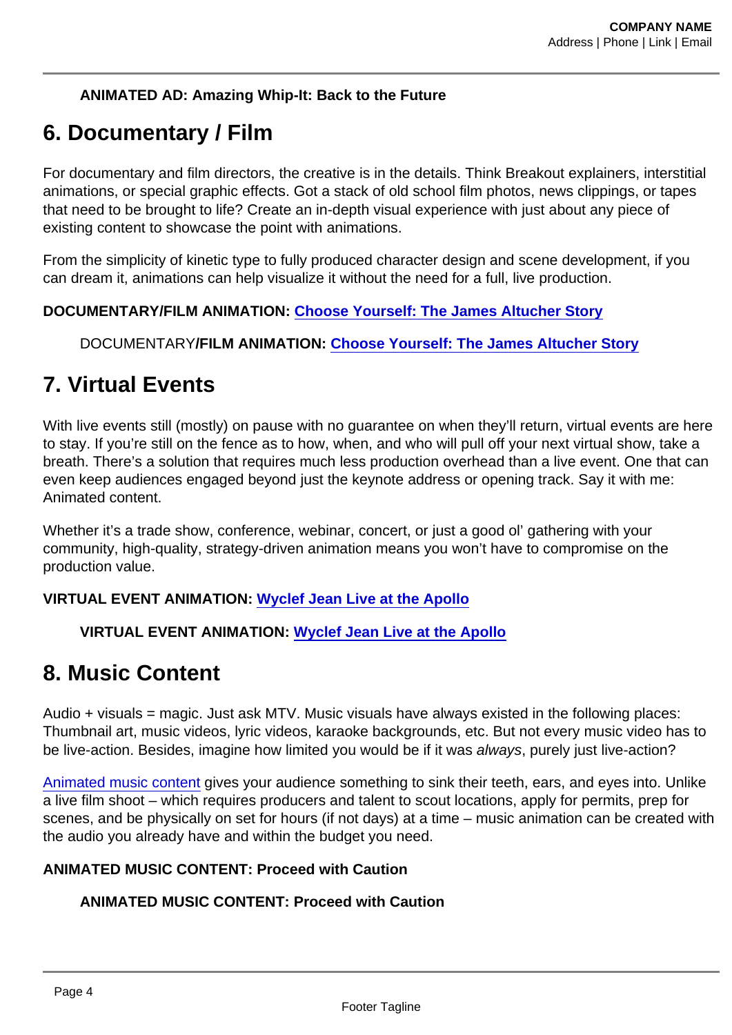**ANIMATED AD: Amazing Whip-It: Back to the Future**

## 6. Documentary / Film

For documentary and film directors, the creative is in the details. Think Breakout explainers, interstitial animations, or special graphic effects. Got a stack of old school film photos, news clippings, or tapes that need to be brought to life? Create an in-depth visual experience with just about any piece of existing content to showcase the point with animations.

From the simplicity of kinetic type to fully produced character design and scene development, if you can dream it, animations can help visualize it without the need for a full, live production.

**DOCUMENTARY/FILM ANIMATION: Choose Yourself: The James Altucher Story**

DOCUMENTARY**/FILM ANIMATION: Choose Yourself: The James Altucher Story**

## 7. Virtual Events

With live events still (mostly) on pause with no guarantee on when they'll return, virtual events are here to stay. If you're still on the fence as to how, when, and who will pull off your next virtual show, take a breath. There's a solution that requires much less production overhead than a live event. One that can even keep audiences engaged beyond just the keynote address or opening track. Say it with me: Animated content.

Whether it's a trade show, conference, webinar, concert, or just a good ol' gathering with your community, high-quality, strategy-driven animation means you won't have to compromise on the production value.

**VIRTUAL EVENT ANIMATION: Wyclef Jean Live at the Apollo**

**VIRTUAL EVENT ANIMATION: Wyclef Jean Live at the Apollo**

## 8. Music Content

Audio + visuals = magic. Just ask MTV. Music visuals have always existed in the following places: Thumbnail art, music videos, lyric videos, karaoke backgrounds, etc. But not every music video has to be live-action. Besides, imagine how limited you would be if it was *always*, purely just live-action?

Animated music content gives your audience something to sink their teeth, ears, and eyes into. Unlike a live film shoot – which requires producers and talent to scout locations, apply for permits, prep for scenes, and be physically on set for hours (if not days) at a time – music animation can be created with the audio you already have and within the budget you need.

**ANIMATED MUSIC CONTENT: Proceed with Caution**

**ANIMATED MUSIC CONTENT: Proceed with Caution**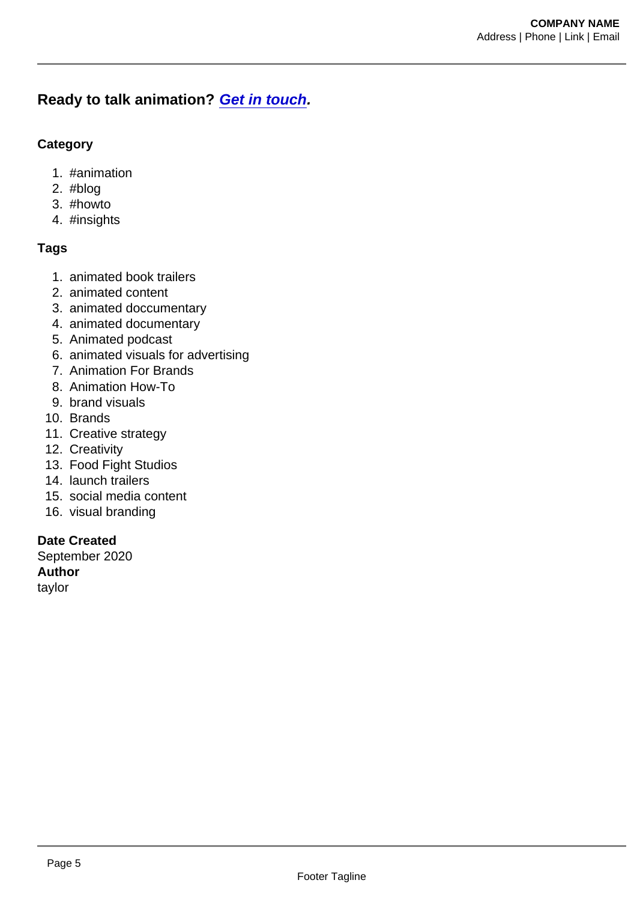**Ready to talk animation? *[Get in touch](#)*.**

**Category**

1. #animation
2. #blog
3. #howto
4. #insights

**Tags**

1. animated book trailers
2. animated content
3. animated doccumentary
4. animated documentary
5. Animated podcast
6. animated visuals for advertising
7. Animation For Brands
8. Animation How-To
9. brand visuals
10. Brands
11. Creative strategy
12. Creativity
13. Food Fight Studios
14. launch trailers
15. social media content
16. visual branding

**Date Created**
September 2020
**Author**
taylor